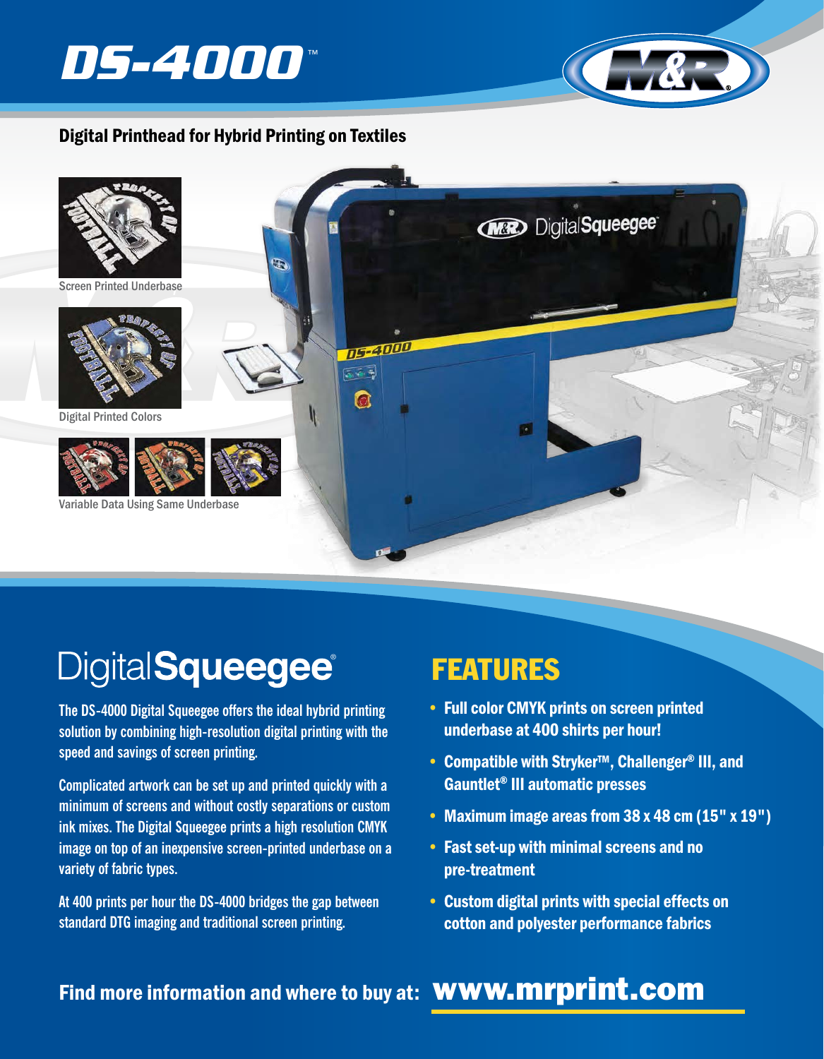# DS-4000™

## Digital Printhead for Hybrid Printing on Textiles

Screen Printed Underbase

Digital Printed Colors

Variable Data Using Same Underbase

## DigitalSqueegee®

The DS-4000 Digital Squeegee offers the ideal hybrid printing solution by combining high-resolution digital printing with the speed and savings of screen printing.

Complicated artwork can be set up and printed quickly with a minimum of screens and without costly separations or custom ink mixes. The Digital Squeegee prints a high resolution CMYK image on top of an inexpensive screen-printed underbase on a variety of fabric types.

At 400 prints per hour the DS-4000 bridges the gap between standard DTG imaging and traditional screen printing.

## FEATURES

- **Full color CMYK prints on screen printed underbase at 400 shirts per hour!**
- **Compatible with Stryker™, Challenger® III, and Gauntlet® III automatic presses**
- **Maximum image areas from 38 x 48 cm (15" x 19")**
- **Fast set-up with minimal screens and no pre-treatment**
- **Custom digital prints with special effects on cotton and polyester performance fabrics**

**Find more information and where to buy at: www.mrprint.com**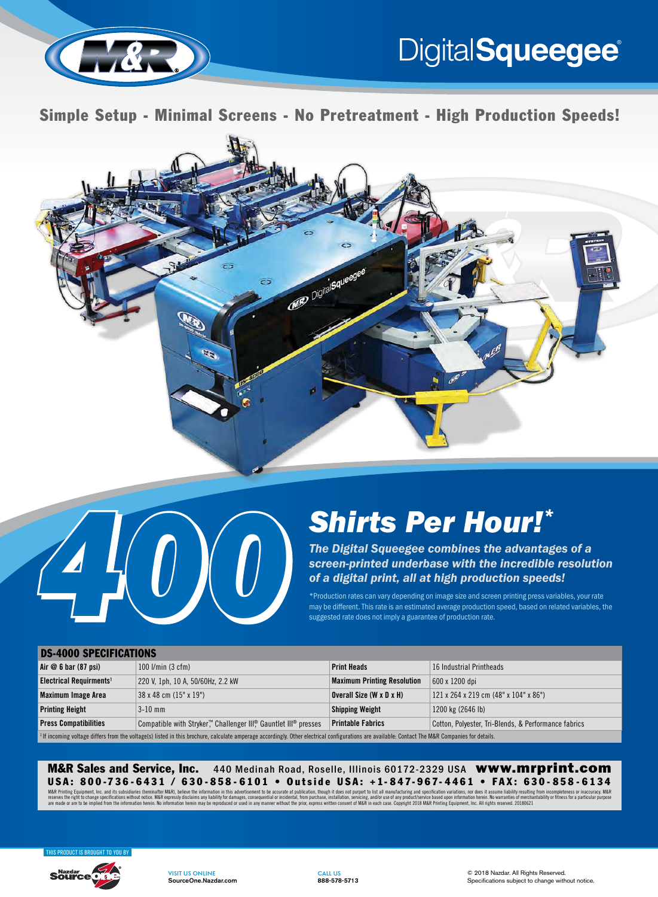# DigitalSqueegee®

## Simple Setup - Minimal Screens - No Pretreatment - High Production Speeds!

# 400 Shirts Per Hour!*

***The Digital Squeegee combines the advantages of a screen-printed underbase with the incredible resolution of a digital print, all at high production speeds!***

*Production rates can vary depending on image size and screen printing press variables, your rate may be different. This rate is an estimated average production speed, based on related variables, the suggested rate does not imply a guarantee of production rate.

### DS-4000 SPECIFICATIONS

| | | | |
|---|---|---|---|
| **Air @ 6 bar (87 psi)** | 100 l/min (3 cfm) | **Print Heads** | 16 Industrial Printheads |
| **Electrical Requirments[1]** | 220 V, 1ph, 10 A, 50/60Hz, 2.2 kW | **Maximum Printing Resolution** | 600 x 1200 dpi |
| **Maximum Image Area** | 38 x 48 cm (15" x 19") | **Overall Size (W x D x H)** | 121 x 264 x 219 cm (48" x 104" x 86") |
| **Printing Height** | 3-10 mm | **Shipping Weight** | 1200 kg (2646 lb) |
| **Press Compatibilities** | Compatible with Stryker™, Challenger III®, Gauntlet III® presses | **Printable Fabrics** | Cotton, Polyester, Tri-Blends, & Performance fabrics |

[1] If incoming voltage differs from the voltage(s) listed in this brochure, calculate amperage accordingly. Other electrical configurations are available: Contact The M&R Companies for details.

**M&R Sales and Service, Inc.** 440 Medinah Road, Roselle, Illinois 60172-2329 USA **www.mrprint.com**

**USA: 800-736-6431 / 630-858-6101 • Outside USA: +1-847-967-4461 • FAX: 630-858-6134**

M&R Printing Equipment, Inc. and its subsidiaries (hereinafter M&R), believe the information in this advertisement to be accurate at publication, though it does not purport to list all manufacturing and specification variations, nor does it assume liability resulting from incompleteness or inaccuracy. M&R reserves the right to change specifications without notice. M&R expressly disclaims any liability for damages, consequential or incidental, from purchase, installation, servicing, and/or use of any product/service based upon information herein. No warranties of merchantability or fitness for a particular purpose are made or are to be implied from the information herein. No information herein may be reproduced or used in any manner without the prior, express written consent of M&R in each case. Copyright 2018 M&R Printing Equipment, Inc. All rights reserved. 20180621

THIS PRODUCT IS BROUGHT TO YOU BY

Nazdar SourceOne®

VISIT US ONLINE
SourceOne.Nazdar.com

CALL US
888-578-5713

© 2018 Nazdar. All Rights Reserved.
Specifications subject to change without notice.